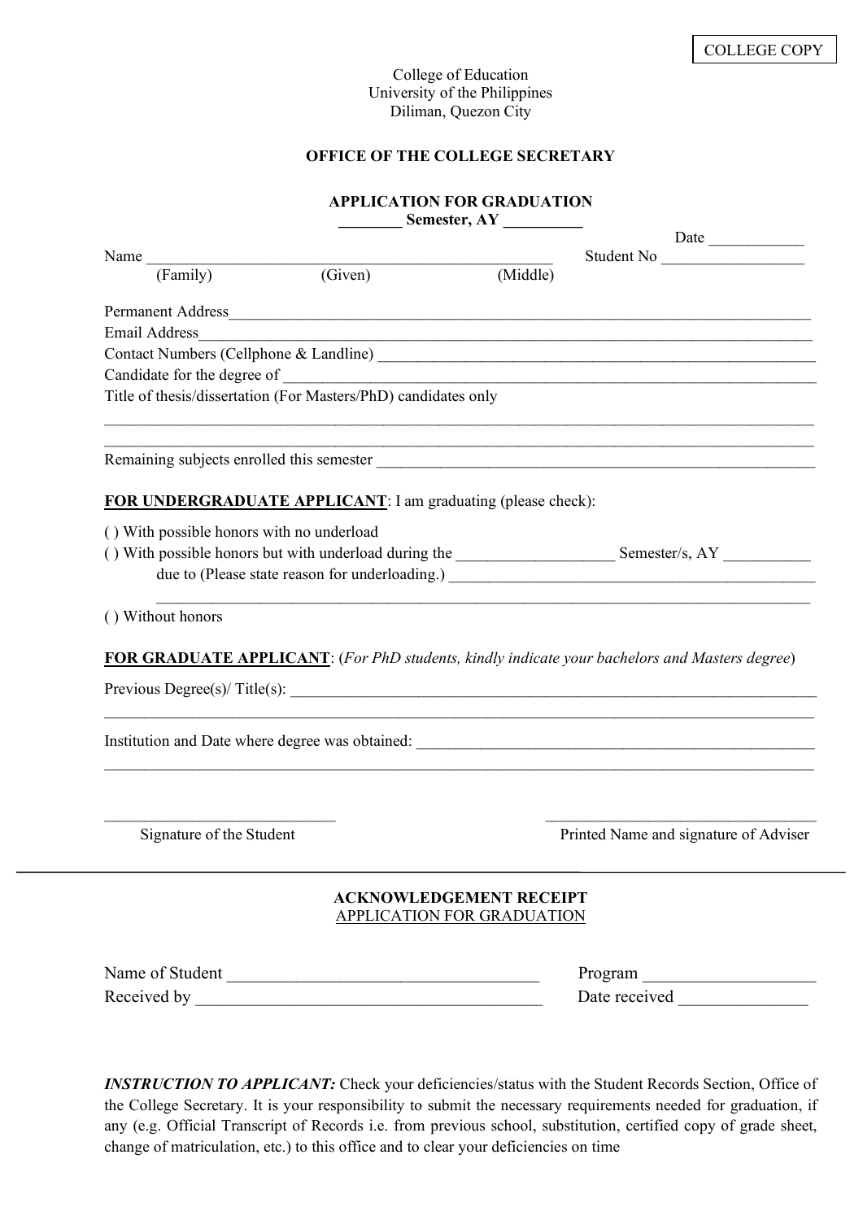COLLEGE COPY

College of Education
University of the Philippines
Diliman, Quezon City

**OFFICE OF THE COLLEGE SECRETARY**

**APPLICATION FOR GRADUATION**
**________ Semester, AY __________**

Date ____________

Name ____________________________________________________ Student No __________________
(Family) (Given) (Middle)

Permanent Address_____________________________________________________________________________
Email Address_________________________________________________________________________________
Contact Numbers (Cellphone & Landline) ________________________________________________________
Candidate for the degree of ______________________________________________________________________
Title of thesis/dissertation (For Masters/PhD) candidates only

_____________________________________________________________________________________________
_____________________________________________________________________________________________

Remaining subjects enrolled this semester ____________________________________________________

**FOR UNDERGRADUATE APPLICANT**: I am graduating (please check):

( ) With possible honors with no underload
( ) With possible honors but with underload during the ____________________ Semester/s, AY ___________
due to (Please state reason for underloading.) _______________________________________________
_____________________________________________________________________________________

( ) Without honors

**FOR GRADUATE APPLICANT**: (*For PhD students, kindly indicate your bachelors and Masters degree*)

Previous Degree(s)/ Title(s): ______________________________________________________________________
_____________________________________________________________________________________________

Institution and Date where degree was obtained: _____________________________________________________
_____________________________________________________________________________________________

_____________________________ ___________________________________
Signature of the Student Printed Name and signature of Adviser

---

**ACKNOWLEDGEMENT RECEIPT**
APPLICATION FOR GRADUATION

Name of Student ____________________________________ Program ____________________
Received by ________________________________________ Date received _______________

***INSTRUCTION TO APPLICANT:*** Check your deficiencies/status with the Student Records Section, Office of the College Secretary. It is your responsibility to submit the necessary requirements needed for graduation, if any (e.g. Official Transcript of Records i.e. from previous school, substitution, certified copy of grade sheet, change of matriculation, etc.) to this office and to clear your deficiencies on time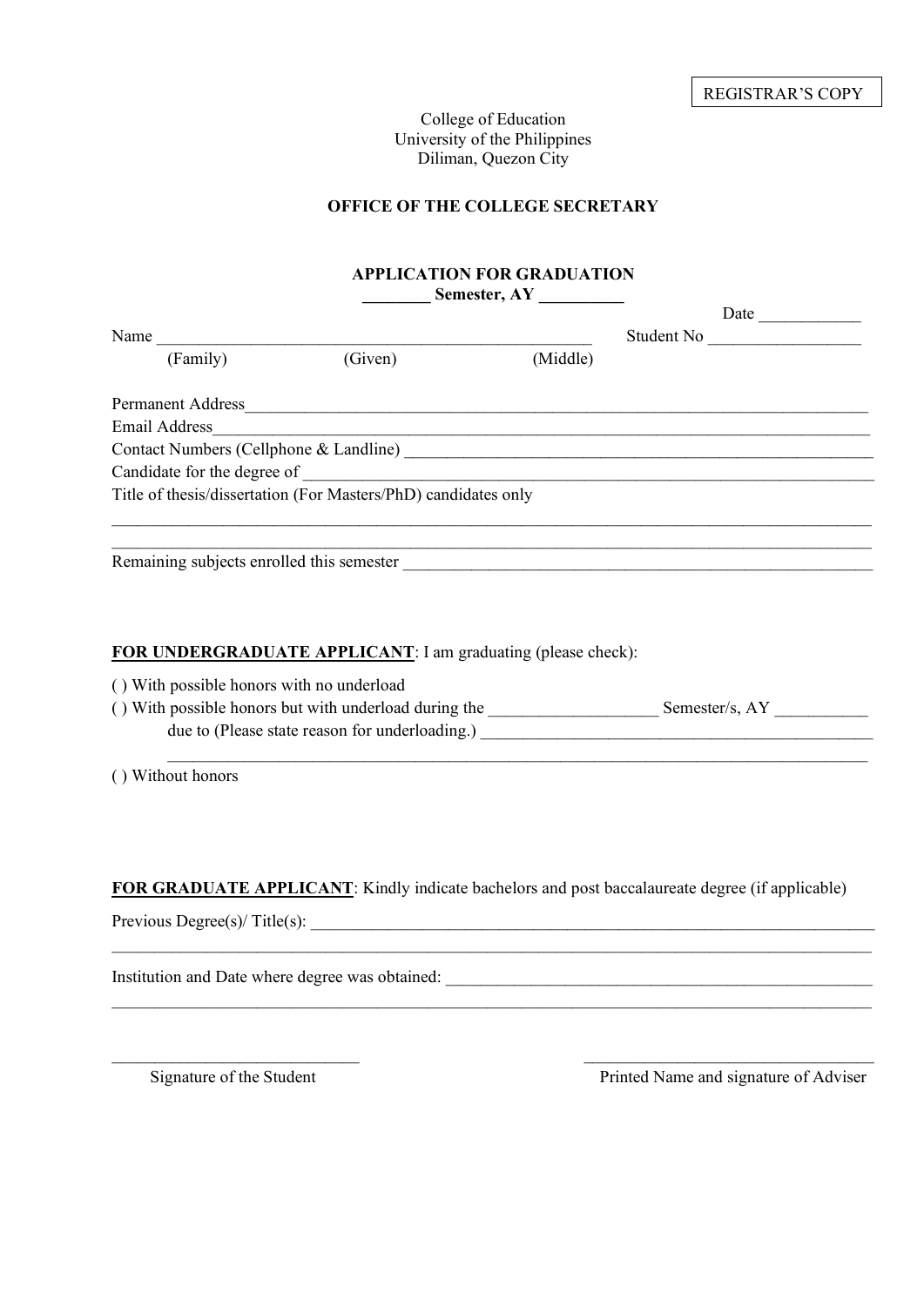REGISTRAR'S COPY

College of Education
University of the Philippines
Diliman, Quezon City

**OFFICE OF THE COLLEGE SECRETARY**

**APPLICATION FOR GRADUATION**
**________ Semester, AY __________**

Date ____________

Name ____________________________________________________ Student No __________________
(Family) (Given) (Middle)

Permanent Address_______________________________________________________________________________
Email Address___________________________________________________________________________________
Contact Numbers (Cellphone & Landline) ___________________________________________________________
Candidate for the degree of ______________________________________________________________________
Title of thesis/dissertation (For Masters/PhD) candidates only

_____________________________________________________________________________________________
_____________________________________________________________________________________________
Remaining subjects enrolled this semester _________________________________________________________

**<u>FOR UNDERGRADUATE APPLICANT</u>**: I am graduating (please check):

( ) With possible honors with no underload
( ) With possible honors but with underload during the ____________________ Semester/s, AY ___________
due to (Please state reason for underloading.) _______________________________________________
_____________________________________________________________________________________

( ) Without honors

**<u>FOR GRADUATE APPLICANT</u>**: Kindly indicate bachelors and post baccalaureate degree (if applicable)

Previous Degree(s)/ Title(s): _____________________________________________________________________
_____________________________________________________________________________________________
Institution and Date where degree was obtained: ____________________________________________________
_____________________________________________________________________________________________

_____________________________ Signature of the Student

_____________________________ Printed Name and signature of Adviser